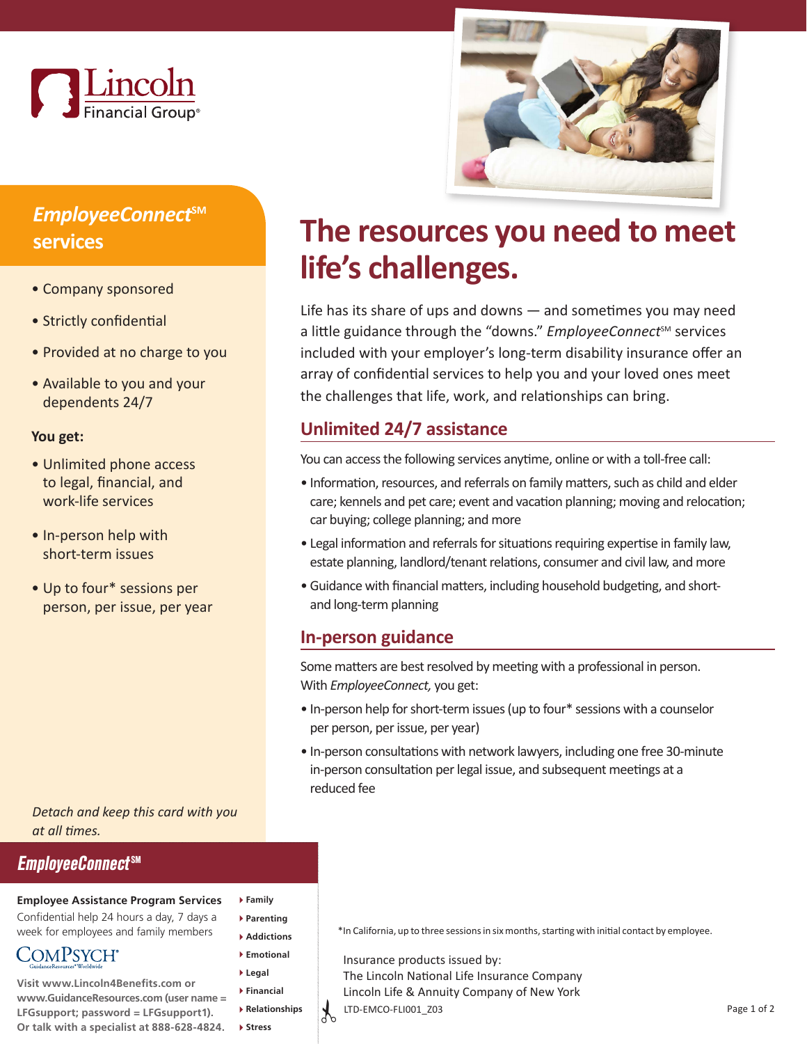Lincoln Financial Group®

## *EmployeeConnect*SM services

- Company sponsored
- Strictly confidential
- Provided at no charge to you
- Available to you and your dependents 24/7

**You get:**

- Unlimited phone access to legal, financial, and work-life services
- In-person help with short-term issues
- Up to four* sessions per person, per issue, per year

# The resources you need to meet life's challenges.

Life has its share of ups and downs — and sometimes you may need a little guidance through the "downs." *EmployeeConnect*SM services included with your employer's long-term disability insurance offer an array of confidential services to help you and your loved ones meet the challenges that life, work, and relationships can bring.

## Unlimited 24/7 assistance

You can access the following services anytime, online or with a toll-free call:

- Information, resources, and referrals on family matters, such as child and elder care; kennels and pet care; event and vacation planning; moving and relocation; car buying; college planning; and more
- Legal information and referrals for situations requiring expertise in family law, estate planning, landlord/tenant relations, consumer and civil law, and more
- Guidance with financial matters, including household budgeting, and short- and long-term planning

## In-person guidance

Some matters are best resolved by meeting with a professional in person. With *EmployeeConnect,* you get:

- In-person help for short-term issues (up to four* sessions with a counselor per person, per issue, per year)
- In-person consultations with network lawyers, including one free 30-minute in-person consultation per legal issue, and subsequent meetings at a reduced fee

*Detach and keep this card with you at all times.*

---

### *EmployeeConnect*SM

**Employee Assistance Program Services**

Confidential help 24 hours a day, 7 days a week for employees and family members

ComPsych® GuidanceResources® Worldwide

**Visit www.Lincoln4Benefits.com or www.GuidanceResources.com (user name = LFGsupport; password = LFGsupport1). Or talk with a specialist at 888-628-4824.**

- **Family**
- **Parenting**
- **Addictions**
- **Emotional**
- **Legal**
- **Financial**
- **Relationships**
- **Stress**

---

*In California, up to three sessions in six months, starting with initial contact by employee.

Insurance products issued by:
The Lincoln National Life Insurance Company
Lincoln Life & Annuity Company of New York

LTD-EMCO-FLI001_Z03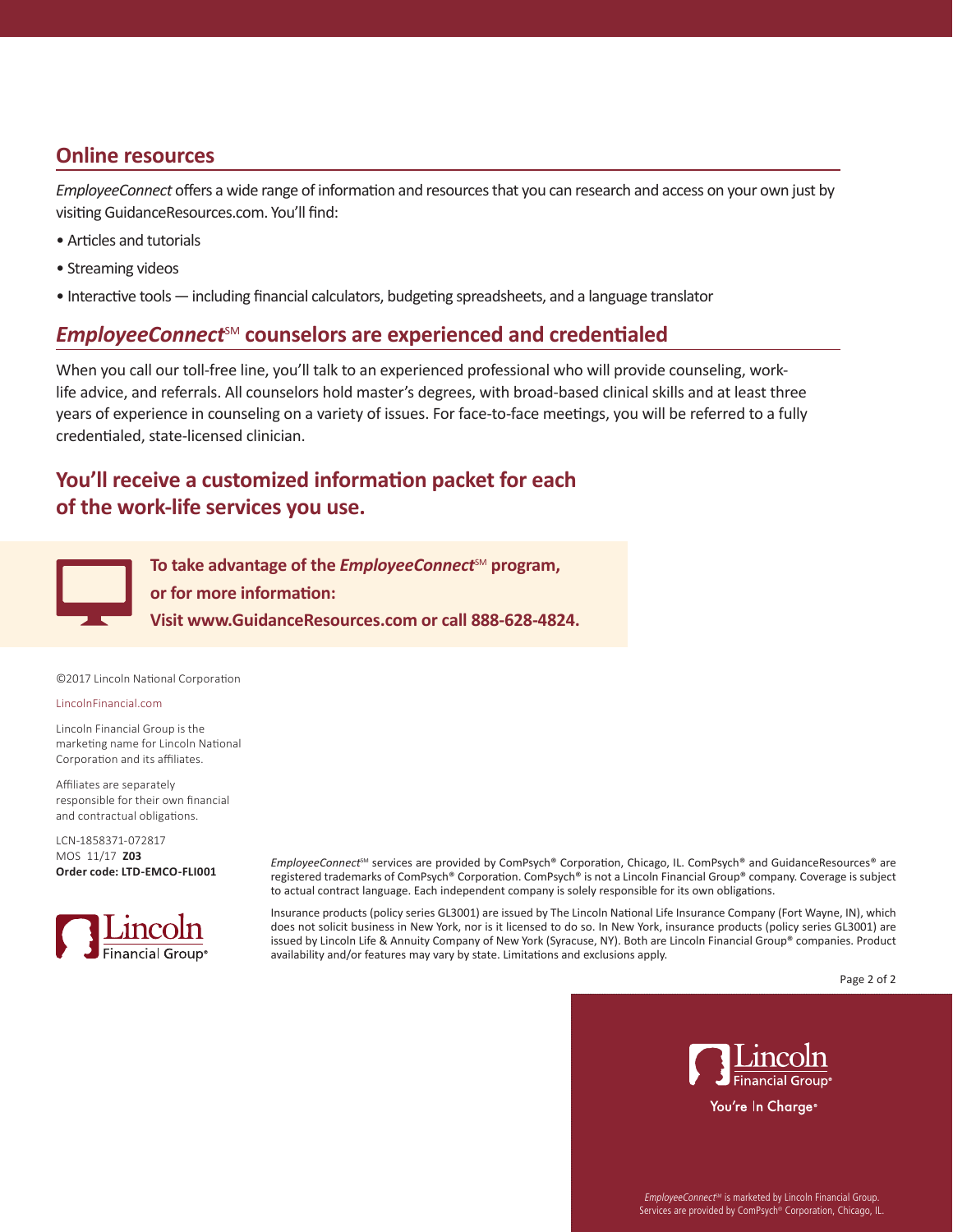## Online resources

*EmployeeConnect* offers a wide range of information and resources that you can research and access on your own just by visiting GuidanceResources.com. You'll find:

- Articles and tutorials
- Streaming videos
- Interactive tools — including financial calculators, budgeting spreadsheets, and a language translator

## *EmployeeConnect*SM counselors are experienced and credentialed

When you call our toll-free line, you'll talk to an experienced professional who will provide counseling, work-life advice, and referrals. All counselors hold master's degrees, with broad-based clinical skills and at least three years of experience in counseling on a variety of issues. For face-to-face meetings, you will be referred to a fully credentialed, state-licensed clinician.

### You'll receive a customized information packet for each of the work-life services you use.

**To take advantage of the *EmployeeConnect*SM program, or for more information:**
**Visit www.GuidanceResources.com or call 888-628-4824.**

©2017 Lincoln National Corporation

LincolnFinancial.com

Lincoln Financial Group is the marketing name for Lincoln National Corporation and its affiliates.

Affiliates are separately responsible for their own financial and contractual obligations.

LCN-1858371-072817
MOS 11/17 **Z03**
**Order code: LTD-EMCO-FLI001**

Lincoln Financial Group®

*EmployeeConnect*SM services are provided by ComPsych® Corporation, Chicago, IL. ComPsych® and GuidanceResources® are registered trademarks of ComPsych® Corporation. ComPsych® is not a Lincoln Financial Group® company. Coverage is subject to actual contract language. Each independent company is solely responsible for its own obligations.

Insurance products (policy series GL3001) are issued by The Lincoln National Life Insurance Company (Fort Wayne, IN), which does not solicit business in New York, nor is it licensed to do so. In New York, insurance products (policy series GL3001) are issued by Lincoln Life & Annuity Company of New York (Syracuse, NY). Both are Lincoln Financial Group® companies. Product availability and/or features may vary by state. Limitations and exclusions apply.

Lincoln Financial Group®

You're In Charge®

*EmployeeConnect*SM is marketed by Lincoln Financial Group.
Services are provided by ComPsych® Corporation, Chicago, IL.